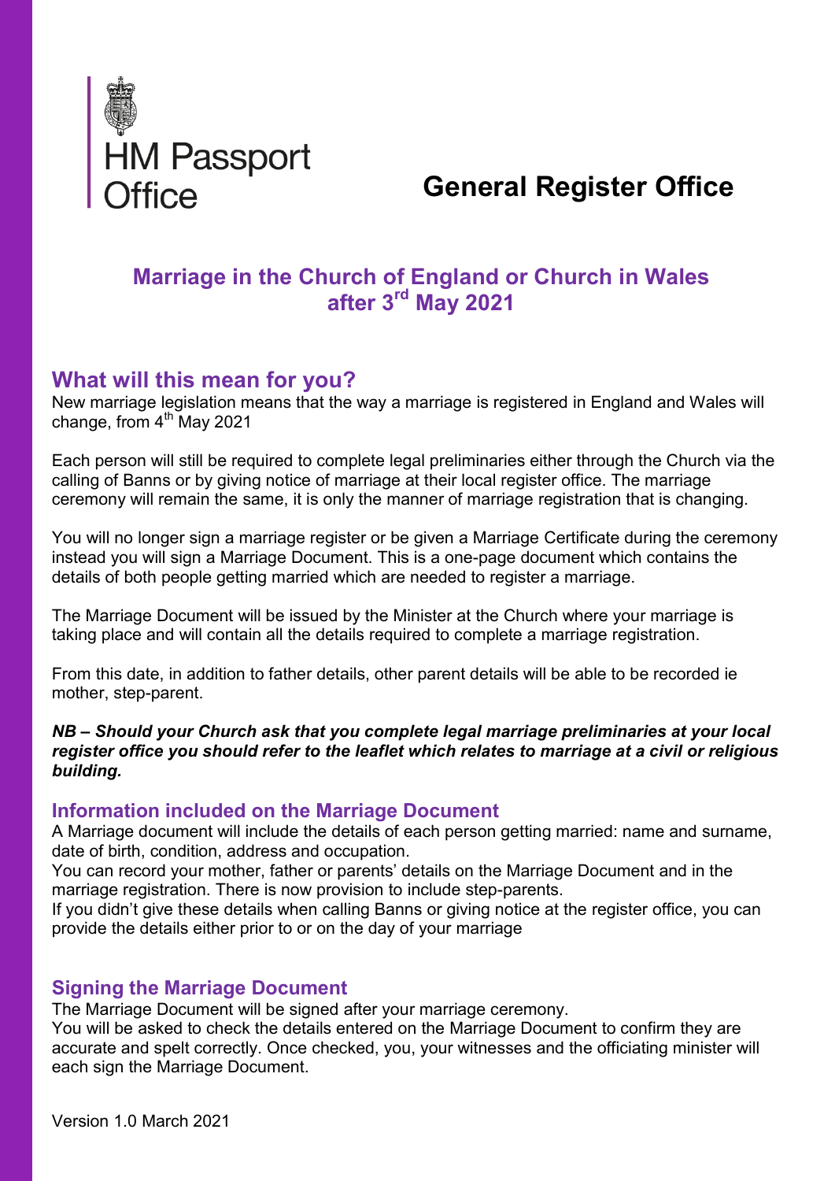HM Passport Office

# General Register Office

## Marriage in the Church of England or Church in Wales after 3rd May 2021

## What will this mean for you?

New marriage legislation means that the way a marriage is registered in England and Wales will change, from 4th May 2021

Each person will still be required to complete legal preliminaries either through the Church via the calling of Banns or by giving notice of marriage at their local register office. The marriage ceremony will remain the same, it is only the manner of marriage registration that is changing.

You will no longer sign a marriage register or be given a Marriage Certificate during the ceremony instead you will sign a Marriage Document. This is a one-page document which contains the details of both people getting married which are needed to register a marriage.

The Marriage Document will be issued by the Minister at the Church where your marriage is taking place and will contain all the details required to complete a marriage registration.

From this date, in addition to father details, other parent details will be able to be recorded ie mother, step-parent.

***NB – Should your Church ask that you complete legal marriage preliminaries at your local register office you should refer to the leaflet which relates to marriage at a civil or religious building.***

### Information included on the Marriage Document

A Marriage document will include the details of each person getting married: name and surname, date of birth, condition, address and occupation.
You can record your mother, father or parents' details on the Marriage Document and in the marriage registration. There is now provision to include step-parents.
If you didn't give these details when calling Banns or giving notice at the register office, you can provide the details either prior to or on the day of your marriage

### Signing the Marriage Document

The Marriage Document will be signed after your marriage ceremony.
You will be asked to check the details entered on the Marriage Document to confirm they are accurate and spelt correctly. Once checked, you, your witnesses and the officiating minister will each sign the Marriage Document.

Version 1.0 March 2021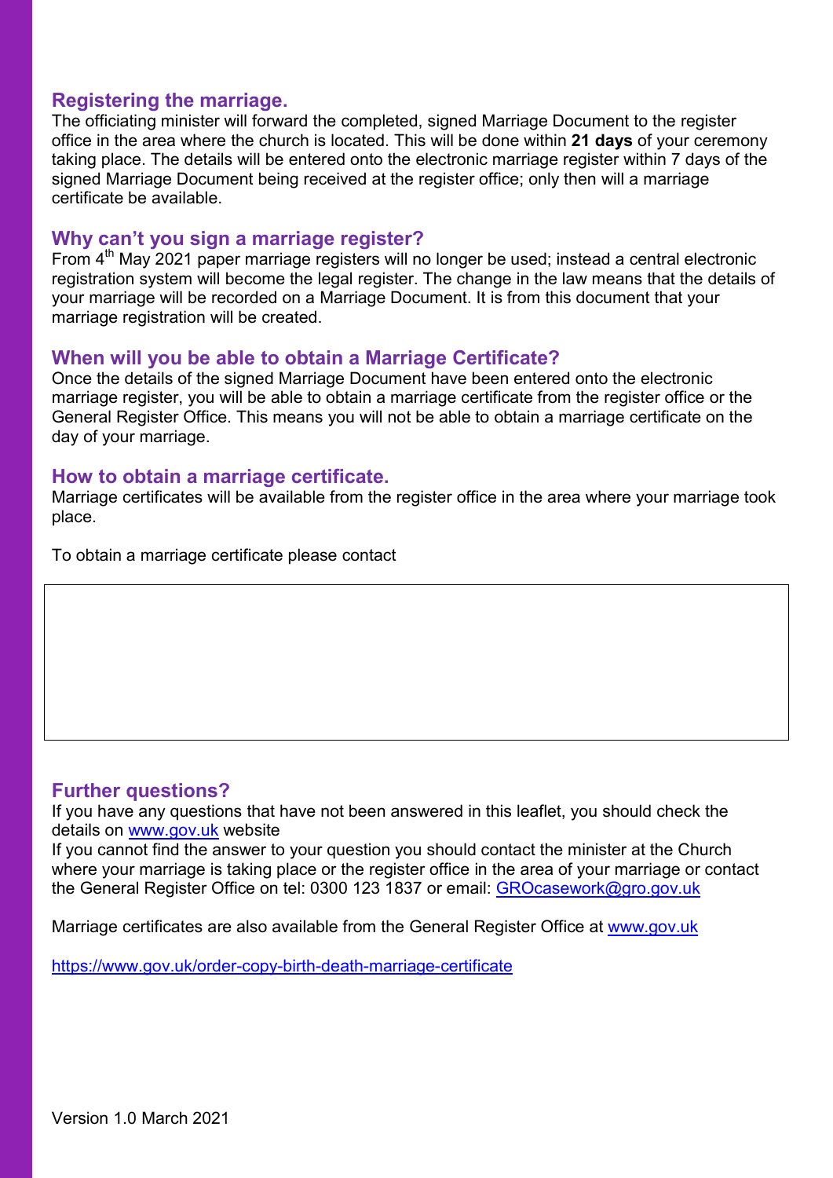## Registering the marriage.

The officiating minister will forward the completed, signed Marriage Document to the register office in the area where the church is located. This will be done within **21 days** of your ceremony taking place. The details will be entered onto the electronic marriage register within 7 days of the signed Marriage Document being received at the register office; only then will a marriage certificate be available.

## Why can't you sign a marriage register?

From 4th May 2021 paper marriage registers will no longer be used; instead a central electronic registration system will become the legal register. The change in the law means that the details of your marriage will be recorded on a Marriage Document. It is from this document that your marriage registration will be created.

## When will you be able to obtain a Marriage Certificate?

Once the details of the signed Marriage Document have been entered onto the electronic marriage register, you will be able to obtain a marriage certificate from the register office or the General Register Office. This means you will not be able to obtain a marriage certificate on the day of your marriage.

## How to obtain a marriage certificate.

Marriage certificates will be available from the register office in the area where your marriage took place.

To obtain a marriage certificate please contact

## Further questions?

If you have any questions that have not been answered in this leaflet, you should check the details on [www.gov.uk](http://www.gov.uk) website

If you cannot find the answer to your question you should contact the minister at the Church where your marriage is taking place or the register office in the area of your marriage or contact the General Register Office on tel: 0300 123 1837 or email: [GROcasework@gro.gov.uk](mailto:GROcasework@gro.gov.uk)

Marriage certificates are also available from the General Register Office at [www.gov.uk](http://www.gov.uk)

[https://www.gov.uk/order-copy-birth-death-marriage-certificate](https://www.gov.uk/order-copy-birth-death-marriage-certificate)

Version 1.0 March 2021